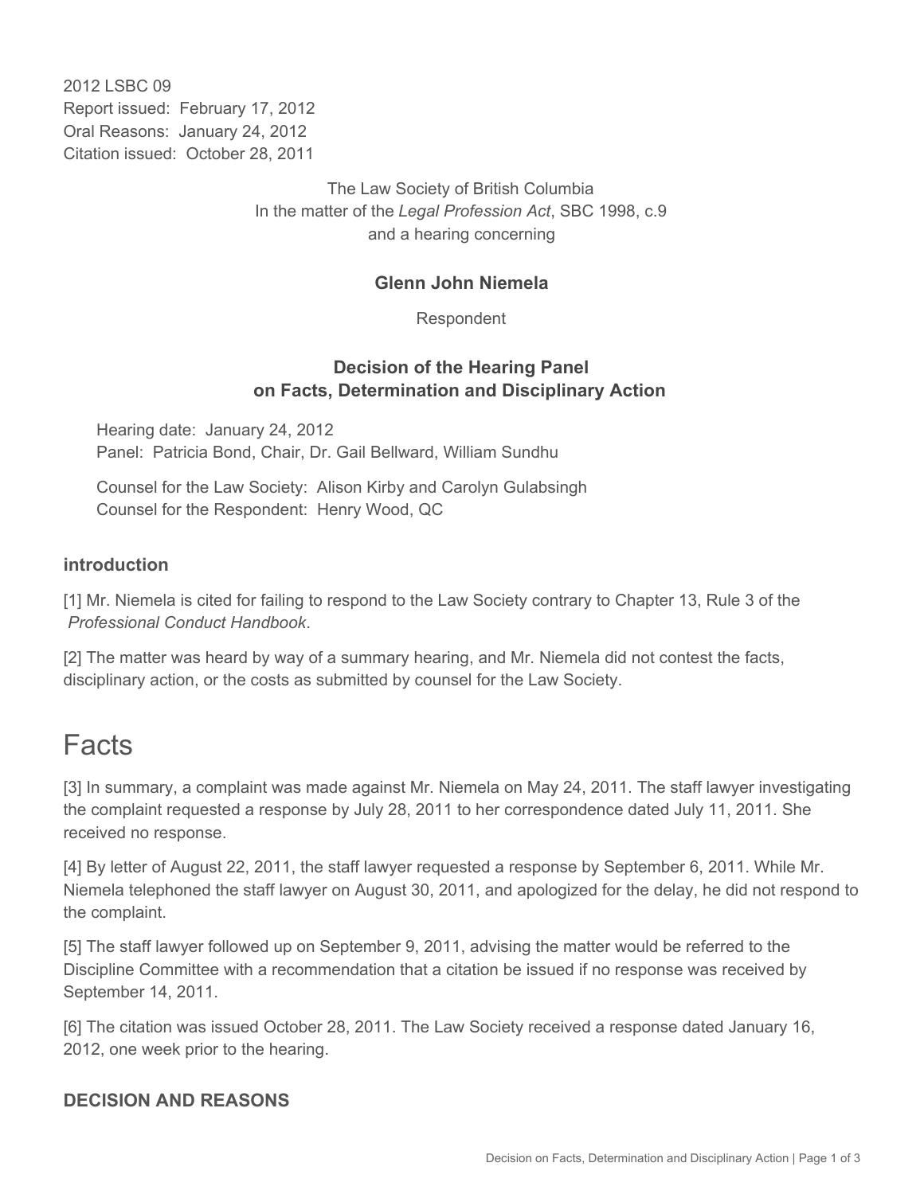2012 LSBC 09
Report issued: February 17, 2012
Oral Reasons: January 24, 2012
Citation issued: October 28, 2011

The Law Society of British Columbia
In the matter of the *Legal Profession Act*, SBC 1998, c.9
and a hearing concerning

**Glenn John Niemela**

Respondent

**Decision of the Hearing Panel**
**on Facts, Determination and Disciplinary Action**

Hearing date: January 24, 2012
Panel: Patricia Bond, Chair, Dr. Gail Bellward, William Sundhu

Counsel for the Law Society: Alison Kirby and Carolyn Gulabsingh
Counsel for the Respondent: Henry Wood, QC

### introduction

[1] Mr. Niemela is cited for failing to respond to the Law Society contrary to Chapter 13, Rule 3 of the *Professional Conduct Handbook*.

[2] The matter was heard by way of a summary hearing, and Mr. Niemela did not contest the facts, disciplinary action, or the costs as submitted by counsel for the Law Society.

# Facts

[3] In summary, a complaint was made against Mr. Niemela on May 24, 2011. The staff lawyer investigating the complaint requested a response by July 28, 2011 to her correspondence dated July 11, 2011. She received no response.

[4] By letter of August 22, 2011, the staff lawyer requested a response by September 6, 2011. While Mr. Niemela telephoned the staff lawyer on August 30, 2011, and apologized for the delay, he did not respond to the complaint.

[5] The staff lawyer followed up on September 9, 2011, advising the matter would be referred to the Discipline Committee with a recommendation that a citation be issued if no response was received by September 14, 2011.

[6] The citation was issued October 28, 2011. The Law Society received a response dated January 16, 2012, one week prior to the hearing.

### DECISION AND REASONS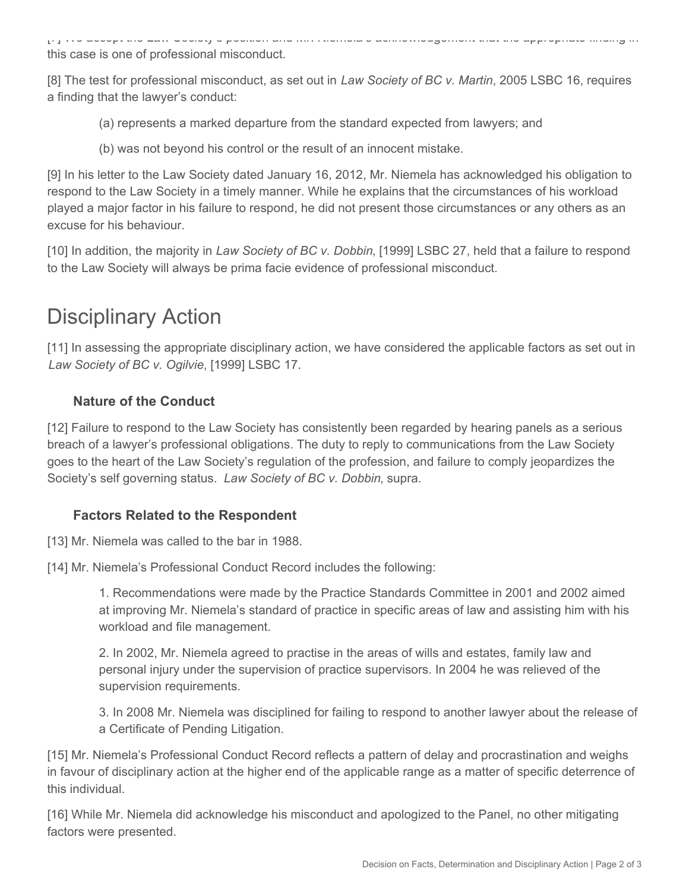[7] We accept the Law Society's position and Mr. Niemela's acknowledgement that the appropriate finding in this case is one of professional misconduct.

[8] The test for professional misconduct, as set out in *Law Society of BC v. Martin*, 2005 LSBC 16, requires a finding that the lawyer's conduct:

> (a) represents a marked departure from the standard expected from lawyers; and
>
> (b) was not beyond his control or the result of an innocent mistake.

[9] In his letter to the Law Society dated January 16, 2012, Mr. Niemela has acknowledged his obligation to respond to the Law Society in a timely manner. While he explains that the circumstances of his workload played a major factor in his failure to respond, he did not present those circumstances or any others as an excuse for his behaviour.

[10] In addition, the majority in *Law Society of BC v. Dobbin*, [1999] LSBC 27, held that a failure to respond to the Law Society will always be prima facie evidence of professional misconduct.

# Disciplinary Action

[11] In assessing the appropriate disciplinary action, we have considered the applicable factors as set out in *Law Society of BC v. Ogilvie*, [1999] LSBC 17.

### Nature of the Conduct

[12] Failure to respond to the Law Society has consistently been regarded by hearing panels as a serious breach of a lawyer's professional obligations. The duty to reply to communications from the Law Society goes to the heart of the Law Society's regulation of the profession, and failure to comply jeopardizes the Society's self governing status. *Law Society of BC v. Dobbin*, supra.

### Factors Related to the Respondent

[13] Mr. Niemela was called to the bar in 1988.

[14] Mr. Niemela's Professional Conduct Record includes the following:

> 1. Recommendations were made by the Practice Standards Committee in 2001 and 2002 aimed at improving Mr. Niemela's standard of practice in specific areas of law and assisting him with his workload and file management.
>
> 2. In 2002, Mr. Niemela agreed to practise in the areas of wills and estates, family law and personal injury under the supervision of practice supervisors. In 2004 he was relieved of the supervision requirements.
>
> 3. In 2008 Mr. Niemela was disciplined for failing to respond to another lawyer about the release of a Certificate of Pending Litigation.

[15] Mr. Niemela's Professional Conduct Record reflects a pattern of delay and procrastination and weighs in favour of disciplinary action at the higher end of the applicable range as a matter of specific deterrence of this individual.

[16] While Mr. Niemela did acknowledge his misconduct and apologized to the Panel, no other mitigating factors were presented.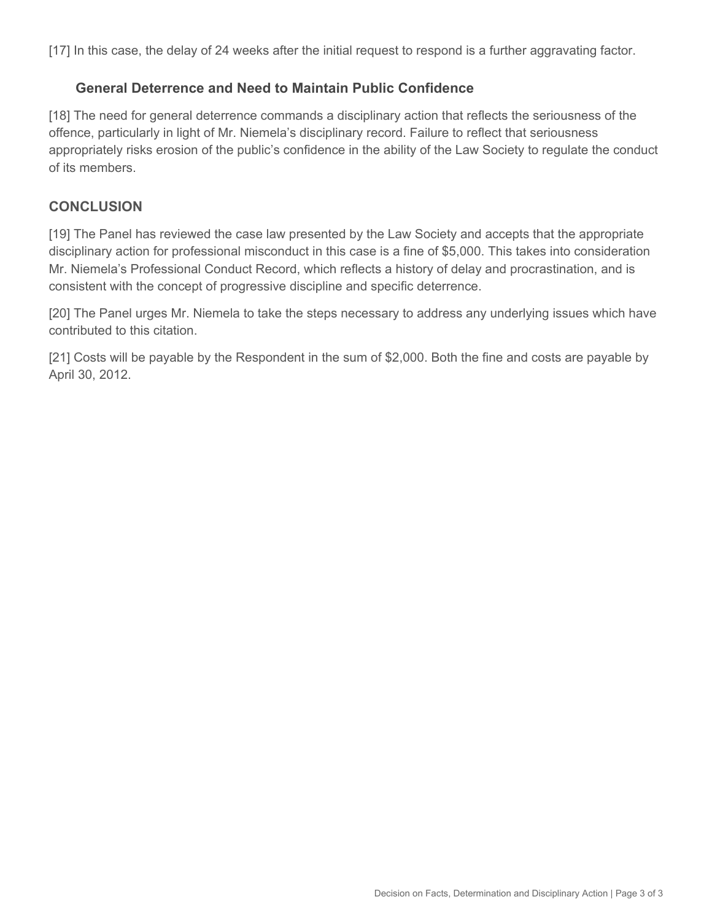[17] In this case, the delay of 24 weeks after the initial request to respond is a further aggravating factor.

### General Deterrence and Need to Maintain Public Confidence

[18] The need for general deterrence commands a disciplinary action that reflects the seriousness of the offence, particularly in light of Mr. Niemela's disciplinary record. Failure to reflect that seriousness appropriately risks erosion of the public's confidence in the ability of the Law Society to regulate the conduct of its members.

## CONCLUSION

[19] The Panel has reviewed the case law presented by the Law Society and accepts that the appropriate disciplinary action for professional misconduct in this case is a fine of $5,000. This takes into consideration Mr. Niemela's Professional Conduct Record, which reflects a history of delay and procrastination, and is consistent with the concept of progressive discipline and specific deterrence.

[20] The Panel urges Mr. Niemela to take the steps necessary to address any underlying issues which have contributed to this citation.

[21] Costs will be payable by the Respondent in the sum of $2,000. Both the fine and costs are payable by April 30, 2012.